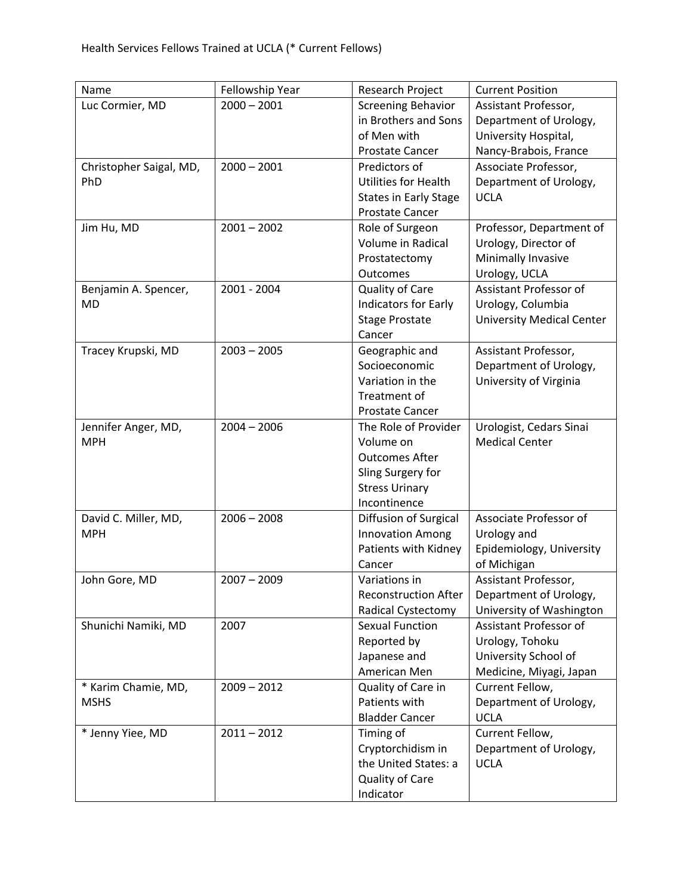Health Services Fellows Trained at UCLA (* Current Fellows)

| Name | Fellowship Year | Research Project | Current Position |
| --- | --- | --- | --- |
| Luc Cormier, MD | 2000 – 2001 | Screening Behavior in Brothers and Sons of Men with Prostate Cancer | Assistant Professor, Department of Urology, University Hospital, Nancy-Brabois, France |
| Christopher Saigal, MD, PhD | 2000 – 2001 | Predictors of Utilities for Health States in Early Stage Prostate Cancer | Associate Professor, Department of Urology, UCLA |
| Jim Hu, MD | 2001 – 2002 | Role of Surgeon Volume in Radical Prostatectomy Outcomes | Professor, Department of Urology, Director of Minimally Invasive Urology, UCLA |
| Benjamin A. Spencer, MD | 2001 - 2004 | Quality of Care Indicators for Early Stage Prostate Cancer | Assistant Professor of Urology, Columbia University Medical Center |
| Tracey Krupski, MD | 2003 – 2005 | Geographic and Socioeconomic Variation in the Treatment of Prostate Cancer | Assistant Professor, Department of Urology, University of Virginia |
| Jennifer Anger, MD, MPH | 2004 – 2006 | The Role of Provider Volume on Outcomes After Sling Surgery for Stress Urinary Incontinence | Urologist, Cedars Sinai Medical Center |
| David C. Miller, MD, MPH | 2006 – 2008 | Diffusion of Surgical Innovation Among Patients with Kidney Cancer | Associate Professor of Urology and Epidemiology, University of Michigan |
| John Gore, MD | 2007 – 2009 | Variations in Reconstruction After Radical Cystectomy | Assistant Professor, Department of Urology, University of Washington |
| Shunichi Namiki, MD | 2007 | Sexual Function Reported by Japanese and American Men | Assistant Professor of Urology, Tohoku University School of Medicine, Miyagi, Japan |
| * Karim Chamie, MD, MSHS | 2009 – 2012 | Quality of Care in Patients with Bladder Cancer | Current Fellow, Department of Urology, UCLA |
| * Jenny Yiee, MD | 2011 – 2012 | Timing of Cryptorchidism in the United States: a Quality of Care Indicator | Current Fellow, Department of Urology, UCLA |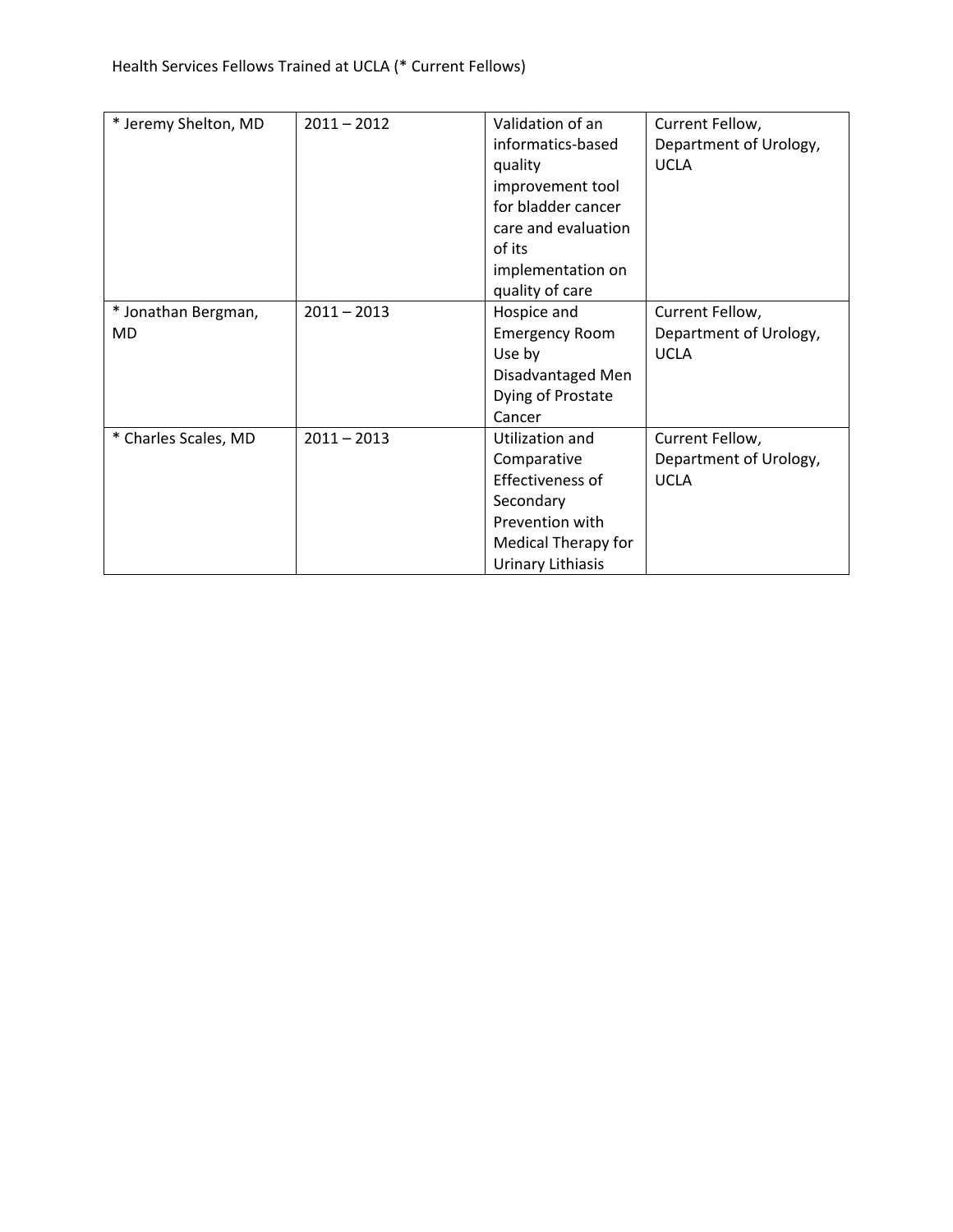| | | | |
|---|---|---|---|
| * Jeremy Shelton, MD | 2011 – 2012 | Validation of an informatics-based quality improvement tool for bladder cancer care and evaluation of its implementation on quality of care | Current Fellow, Department of Urology, UCLA |
| * Jonathan Bergman, MD | 2011 – 2013 | Hospice and Emergency Room Use by Disadvantaged Men Dying of Prostate Cancer | Current Fellow, Department of Urology, UCLA |
| * Charles Scales, MD | 2011 – 2013 | Utilization and Comparative Effectiveness of Secondary Prevention with Medical Therapy for Urinary Lithiasis | Current Fellow, Department of Urology, UCLA |